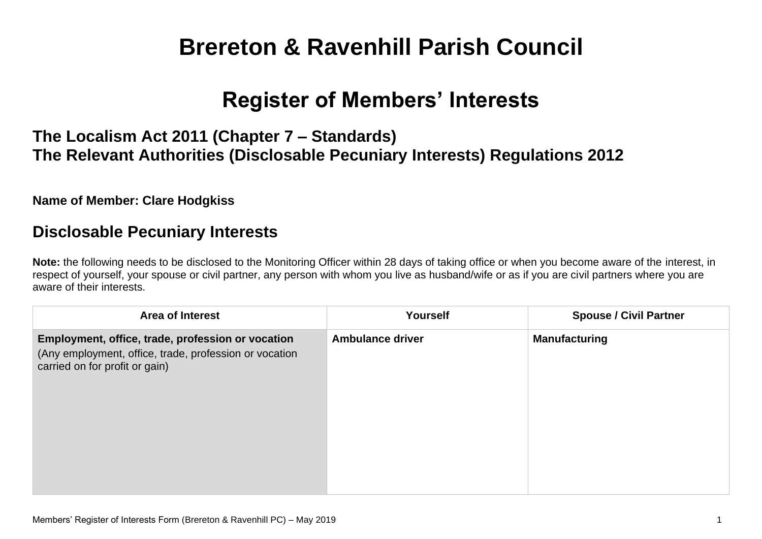# Brereton & Ravenhill Parish Council

# Register of Members' Interests

## The Localism Act 2011 (Chapter 7 – Standards)
## The Relevant Authorities (Disclosable Pecuniary Interests) Regulations 2012

**Name of Member: Clare Hodgkiss**

## Disclosable Pecuniary Interests

**Note:** the following needs to be disclosed to the Monitoring Officer within 28 days of taking office or when you become aware of the interest, in respect of yourself, your spouse or civil partner, any person with whom you live as husband/wife or as if you are civil partners where you are aware of their interests.

| Area of Interest | Yourself | Spouse / Civil Partner |
|---|---|---|
| **Employment, office, trade, profession or vocation** (Any employment, office, trade, profession or vocation carried on for profit or gain) | **Ambulance driver** | **Manufacturing** |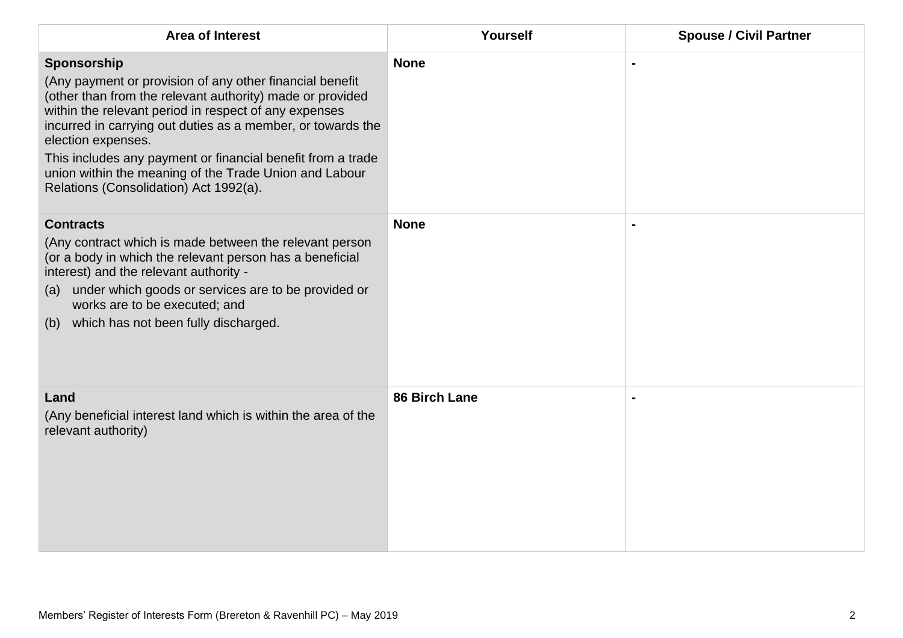| Area of Interest | Yourself | Spouse / Civil Partner |
|---|---|---|
| **Sponsorship**<br>(Any payment or provision of any other financial benefit (other than from the relevant authority) made or provided within the relevant period in respect of any expenses incurred in carrying out duties as a member, or towards the election expenses.<br>This includes any payment or financial benefit from a trade union within the meaning of the Trade Union and Labour Relations (Consolidation) Act 1992(a). | **None** | - |
| **Contracts**<br>(Any contract which is made between the relevant person (or a body in which the relevant person has a beneficial interest) and the relevant authority -<br>(a) under which goods or services are to be provided or works are to be executed; and<br>(b) which has not been fully discharged. | **None** | - |
| **Land**<br>(Any beneficial interest land which is within the area of the relevant authority) | **86 Birch Lane** | - |

Members' Register of Interests Form (Brereton & Ravenhill PC) – May 2019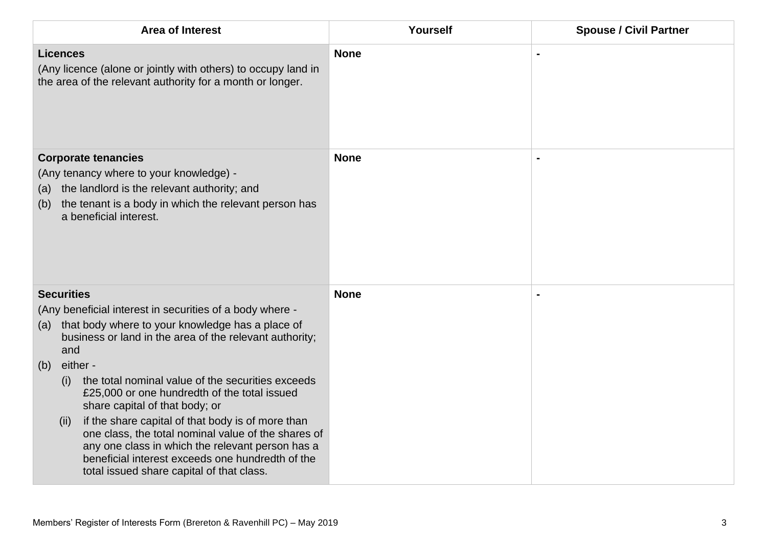| Area of Interest | Yourself | Spouse / Civil Partner |
| --- | --- | --- |
| **Licences**<br>(Any licence (alone or jointly with others) to occupy land in the area of the relevant authority for a month or longer. | **None** | **-** |
| **Corporate tenancies**<br>(Any tenancy where to your knowledge) -<br>(a) the landlord is the relevant authority; and<br>(b) the tenant is a body in which the relevant person has a beneficial interest. | **None** | **-** |
| **Securities**<br>(Any beneficial interest in securities of a body where -<br>(a) that body where to your knowledge has a place of business or land in the area of the relevant authority; and<br>(b) either -<br>(i) the total nominal value of the securities exceeds £25,000 or one hundredth of the total issued share capital of that body; or<br>(ii) if the share capital of that body is of more than one class, the total nominal value of the shares of any one class in which the relevant person has a beneficial interest exceeds one hundredth of the total issued share capital of that class. | **None** | **-** |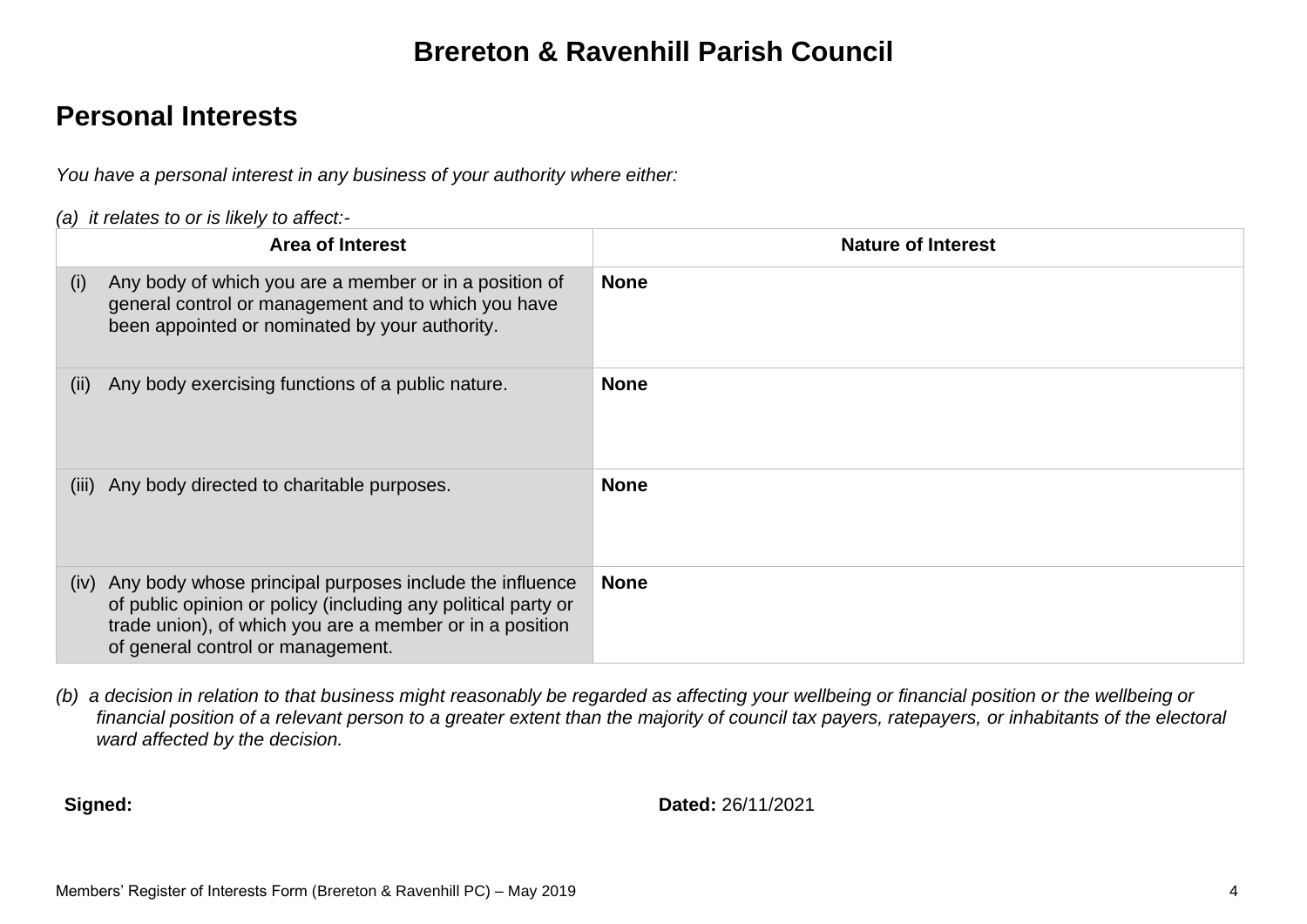# Brereton & Ravenhill Parish Council

## Personal Interests

*You have a personal interest in any business of your authority where either:*

*(a) it relates to or is likely to affect:-*

| Area of Interest | Nature of Interest |
|---|---|
| (i) Any body of which you are a member or in a position of general control or management and to which you have been appointed or nominated by your authority. | **None** |
| (ii) Any body exercising functions of a public nature. | **None** |
| (iii) Any body directed to charitable purposes. | **None** |
| (iv) Any body whose principal purposes include the influence of public opinion or policy (including any political party or trade union), of which you are a member or in a position of general control or management. | **None** |

*(b) a decision in relation to that business might reasonably be regarded as affecting your wellbeing or financial position or the wellbeing or financial position of a relevant person to a greater extent than the majority of council tax payers, ratepayers, or inhabitants of the electoral ward affected by the decision.*

**Signed:**

**Dated:** 26/11/2021

Members' Register of Interests Form (Brereton & Ravenhill PC) – May 2019